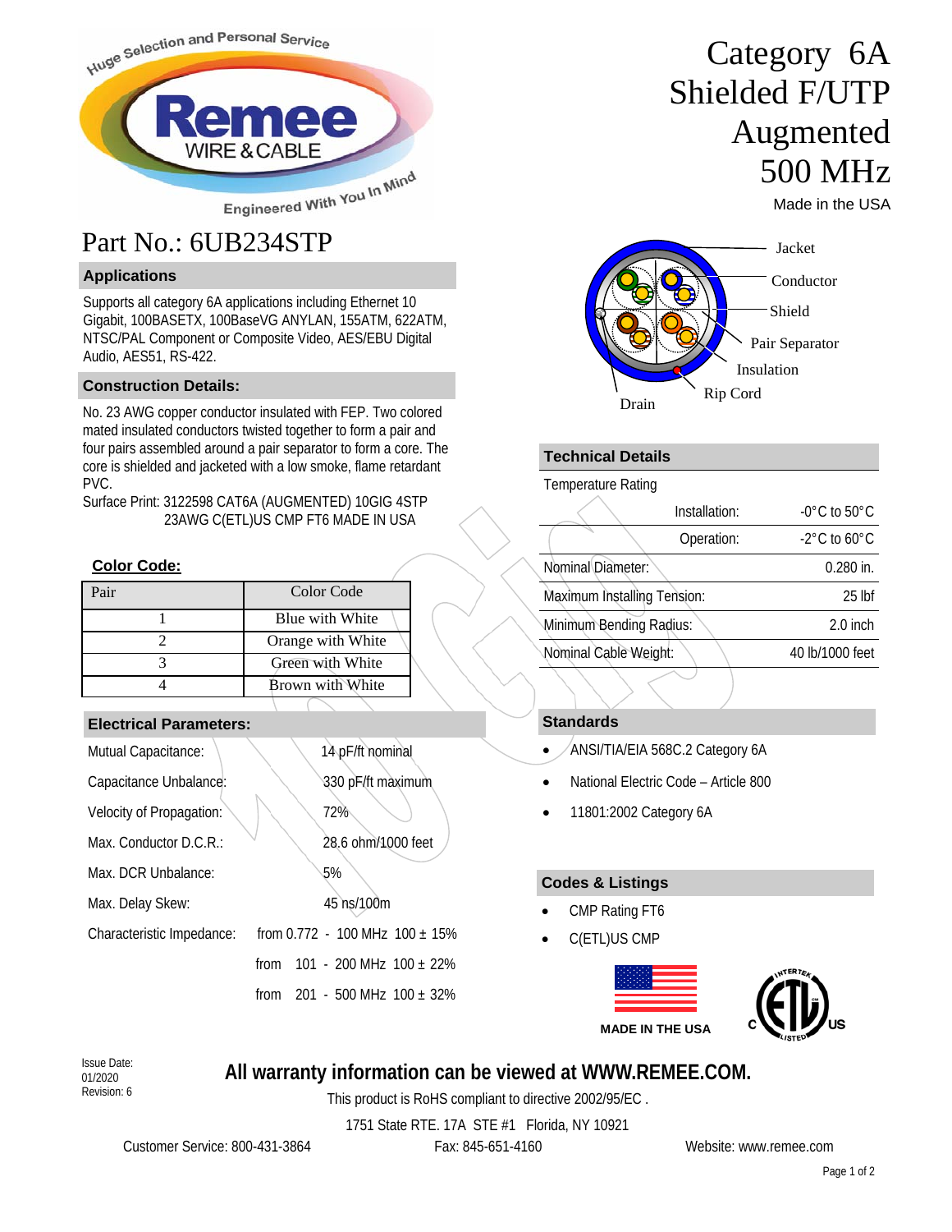# Category 6A Shielded F/UTP Augmented 500 MHz

Made in the USA

## Part No.: 6UB234STP

### Applications

Supports all category 6A applications including Ethernet 10 Gigabit, 100BASETX, 100BaseVG ANYLAN, 155ATM, 622ATM, NTSC/PAL Component or Composite Video, AES/EBU Digital Audio, AES51, RS-422.

### Construction Details:

No. 23 AWG copper conductor insulated with FEP. Two colored mated insulated conductors twisted together to form a pair and four pairs assembled around a pair separator to form a core. The core is shielded and jacketed with a low smoke, flame retardant PVC.

Surface Print: 3122598 CAT6A (AUGMENTED) 10GIG 4STP 23AWG C(ETL)US CMP FT6 MADE IN USA

Jacket, Conductor, Shield, Pair Separator, Insulation, Rip Cord, Drain

### Color Code:

| Pair | Color Code |
|---|---|
| 1 | Blue with White |
| 2 | Orange with White |
| 3 | Green with White |
| 4 | Brown with White |

### Electrical Parameters:

| | |
|---|---|
| Mutual Capacitance: | 14 pF/ft nominal |
| Capacitance Unbalance: | 330 pF/ft maximum |
| Velocity of Propagation: | 72% |
| Max. Conductor D.C.R.: | 28.6 ohm/1000 feet |
| Max. DCR Unbalance: | 5% |
| Max. Delay Skew: | 45 ns/100m |
| Characteristic Impedance: | from 0.772 - 100 MHz 100 ± 15% |
| | from 101 - 200 MHz 100 ± 22% |
| | from 201 - 500 MHz 100 ± 32% |

### Technical Details

| Temperature Rating | |
|---|---|
| Installation: | -0°C to 50°C |
| Operation: | -2°C to 60°C |
| Nominal Diameter: | 0.280 in. |
| Maximum Installing Tension: | 25 lbf |
| Minimum Bending Radius: | 2.0 inch |
| Nominal Cable Weight: | 40 lb/1000 feet |

### Standards

- ANSI/TIA/EIA 568C.2 Category 6A
- National Electric Code – Article 800
- 11801:2002 Category 6A

### Codes & Listings

- CMP Rating FT6
- C(ETL)US CMP

MADE IN THE USA

Issue Date: 01/2020
Revision: 6

**All warranty information can be viewed at WWW.REMEE.COM.**

This product is RoHS compliant to directive 2002/95/EC .

1751 State RTE. 17A STE #1 Florida, NY 10921

Customer Service: 800-431-3864 Fax: 845-651-4160 Website: www.remee.com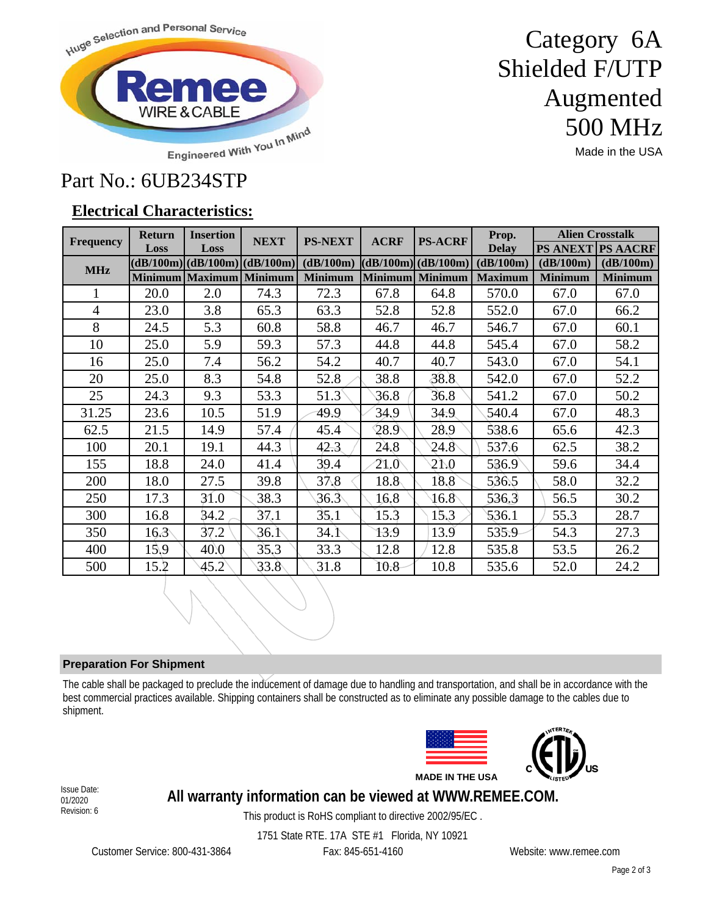Huge Selection and Personal Service

**Remee** WIRE & CABLE

Engineered With You In Mind

# Category 6A Shielded F/UTP Augmented 500 MHz

Made in the USA

## Part No.: 6UB234STP

### Electrical Characteristics:

| Frequency | Return Loss | Insertion Loss | NEXT | PS-NEXT | ACRF | PS-ACRF | Prop. Delay | Alien Crosstalk | |
|---|---|---|---|---|---|---|---|---|---|
| | | | | | | | | PS ANEXT | PS AACRF |
| MHz | (dB/100m) | (dB/100m) | (dB/100m) | (dB/100m) | (dB/100m) | (dB/100m) | (dB/100m) | (dB/100m) | (dB/100m) |
| | Minimum | Maximum | Minimum | Minimum | Minimum | Minimum | Maximum | Minimum | Minimum |
| 1 | 20.0 | 2.0 | 74.3 | 72.3 | 67.8 | 64.8 | 570.0 | 67.0 | 67.0 |
| 4 | 23.0 | 3.8 | 65.3 | 63.3 | 52.8 | 52.8 | 552.0 | 67.0 | 66.2 |
| 8 | 24.5 | 5.3 | 60.8 | 58.8 | 46.7 | 46.7 | 546.7 | 67.0 | 60.1 |
| 10 | 25.0 | 5.9 | 59.3 | 57.3 | 44.8 | 44.8 | 545.4 | 67.0 | 58.2 |
| 16 | 25.0 | 7.4 | 56.2 | 54.2 | 40.7 | 40.7 | 543.0 | 67.0 | 54.1 |
| 20 | 25.0 | 8.3 | 54.8 | 52.8 | 38.8 | 38.8 | 542.0 | 67.0 | 52.2 |
| 25 | 24.3 | 9.3 | 53.3 | 51.3 | 36.8 | 36.8 | 541.2 | 67.0 | 50.2 |
| 31.25 | 23.6 | 10.5 | 51.9 | 49.9 | 34.9 | 34.9 | 540.4 | 67.0 | 48.3 |
| 62.5 | 21.5 | 14.9 | 57.4 | 45.4 | 28.9 | 28.9 | 538.6 | 65.6 | 42.3 |
| 100 | 20.1 | 19.1 | 44.3 | 42.3 | 24.8 | 24.8 | 537.6 | 62.5 | 38.2 |
| 155 | 18.8 | 24.0 | 41.4 | 39.4 | 21.0 | 21.0 | 536.9 | 59.6 | 34.4 |
| 200 | 18.0 | 27.5 | 39.8 | 37.8 | 18.8 | 18.8 | 536.5 | 58.0 | 32.2 |
| 250 | 17.3 | 31.0 | 38.3 | 36.3 | 16.8 | 16.8 | 536.3 | 56.5 | 30.2 |
| 300 | 16.8 | 34.2 | 37.1 | 35.1 | 15.3 | 15.3 | 536.1 | 55.3 | 28.7 |
| 350 | 16.3 | 37.2 | 36.1 | 34.1 | 13.9 | 13.9 | 535.9 | 54.3 | 27.3 |
| 400 | 15.9 | 40.0 | 35.3 | 33.3 | 12.8 | 12.8 | 535.8 | 53.5 | 26.2 |
| 500 | 15.2 | 45.2 | 33.8 | 31.8 | 10.8 | 10.8 | 535.6 | 52.0 | 24.2 |

### Preparation For Shipment

The cable shall be packaged to preclude the inducement of damage due to handling and transportation, and shall be in accordance with the best commercial practices available. Shipping containers shall be constructed as to eliminate any possible damage to the cables due to shipment.

MADE IN THE USA

Issue Date: 01/2020
Revision: 6

**All warranty information can be viewed at WWW.REMEE.COM.**

This product is RoHS compliant to directive 2002/95/EC .

1751 State RTE. 17A STE #1 Florida, NY 10921

Customer Service: 800-431-3864 Fax: 845-651-4160 Website: www.remee.com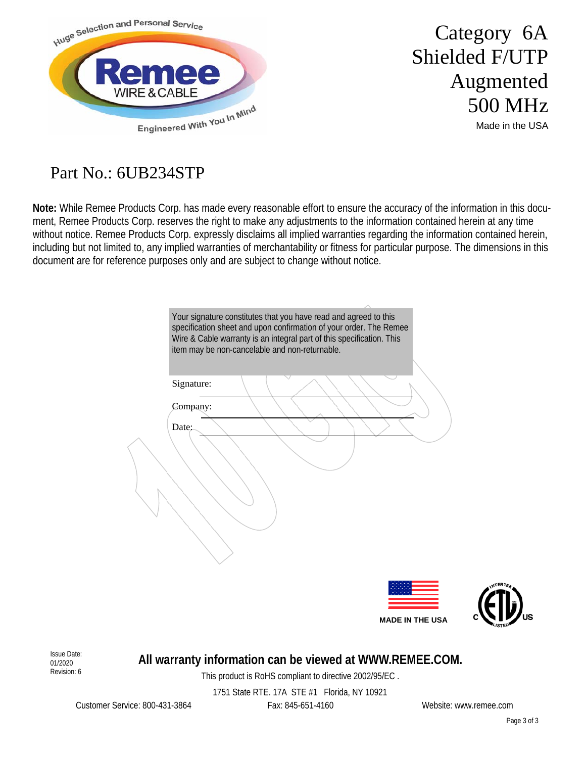Category 6A
Shielded F/UTP
Augmented
500 MHz
Made in the USA

# Part No.: 6UB234STP

**Note:** While Remee Products Corp. has made every reasonable effort to ensure the accuracy of the information in this document, Remee Products Corp. reserves the right to make any adjustments to the information contained herein at any time without notice. Remee Products Corp. expressly disclaims all implied warranties regarding the information contained herein, including but not limited to, any implied warranties of merchantability or fitness for particular purpose. The dimensions in this document are for reference purposes only and are subject to change without notice.

Your signature constitutes that you have read and agreed to this specification sheet and upon confirmation of your order. The Remee Wire & Cable warranty is an integral part of this specification. This item may be non-cancelable and non-returnable.

Signature: ______________________________

Company: ______________________________

Date: ______________________________

MADE IN THE USA

Issue Date: 01/2020
Revision: 6

**All warranty information can be viewed at WWW.REMEE.COM.**

This product is RoHS compliant to directive 2002/95/EC .

1751 State RTE. 17A STE #1 Florida, NY 10921

Customer Service: 800-431-3864 Fax: 845-651-4160 Website: www.remee.com